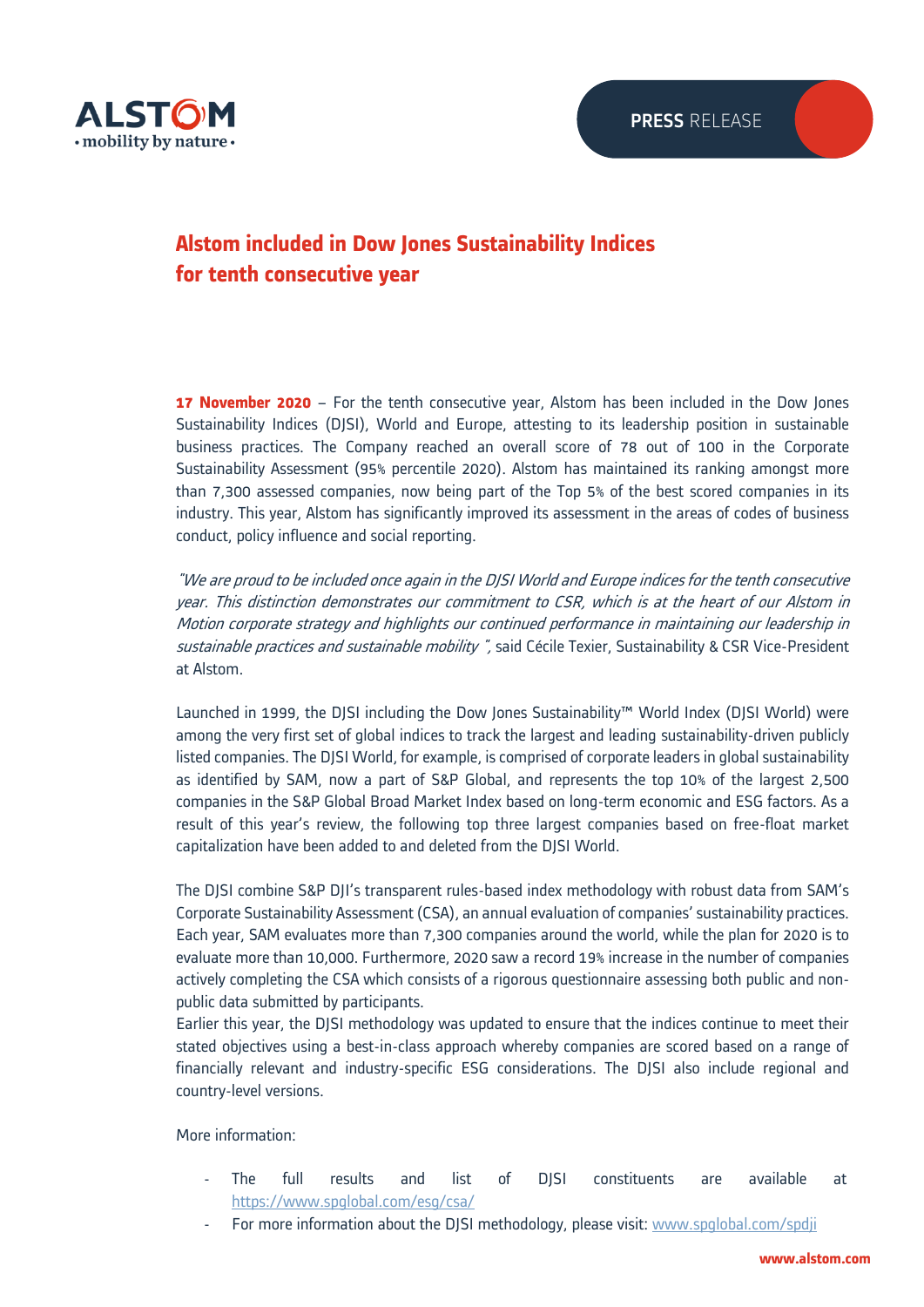ALSTOM
• mobility by nature •

PRESS RELEASE

# Alstom included in Dow Jones Sustainability Indices for tenth consecutive year

**17 November 2020** – For the tenth consecutive year, Alstom has been included in the Dow Jones Sustainability Indices (DJSI), World and Europe, attesting to its leadership position in sustainable business practices. The Company reached an overall score of 78 out of 100 in the Corporate Sustainability Assessment (95% percentile 2020). Alstom has maintained its ranking amongst more than 7,300 assessed companies, now being part of the Top 5% of the best scored companies in its industry. This year, Alstom has significantly improved its assessment in the areas of codes of business conduct, policy influence and social reporting.

*"We are proud to be included once again in the DJSI World and Europe indices for the tenth consecutive year. This distinction demonstrates our commitment to CSR, which is at the heart of our Alstom in Motion corporate strategy and highlights our continued performance in maintaining our leadership in sustainable practices and sustainable mobility ",* said Cécile Texier, Sustainability & CSR Vice-President at Alstom.

Launched in 1999, the DJSI including the Dow Jones Sustainability™ World Index (DJSI World) were among the very first set of global indices to track the largest and leading sustainability-driven publicly listed companies. The DJSI World, for example, is comprised of corporate leaders in global sustainability as identified by SAM, now a part of S&P Global, and represents the top 10% of the largest 2,500 companies in the S&P Global Broad Market Index based on long-term economic and ESG factors. As a result of this year's review, the following top three largest companies based on free-float market capitalization have been added to and deleted from the DJSI World.

The DJSI combine S&P DJI's transparent rules-based index methodology with robust data from SAM's Corporate Sustainability Assessment (CSA), an annual evaluation of companies' sustainability practices. Each year, SAM evaluates more than 7,300 companies around the world, while the plan for 2020 is to evaluate more than 10,000. Furthermore, 2020 saw a record 19% increase in the number of companies actively completing the CSA which consists of a rigorous questionnaire assessing both public and non-public data submitted by participants.
Earlier this year, the DJSI methodology was updated to ensure that the indices continue to meet their stated objectives using a best-in-class approach whereby companies are scored based on a range of financially relevant and industry-specific ESG considerations. The DJSI also include regional and country-level versions.

More information:

- The full results and list of DJSI constituents are available at https://www.spglobal.com/esg/csa/
- For more information about the DJSI methodology, please visit: www.spglobal.com/spdji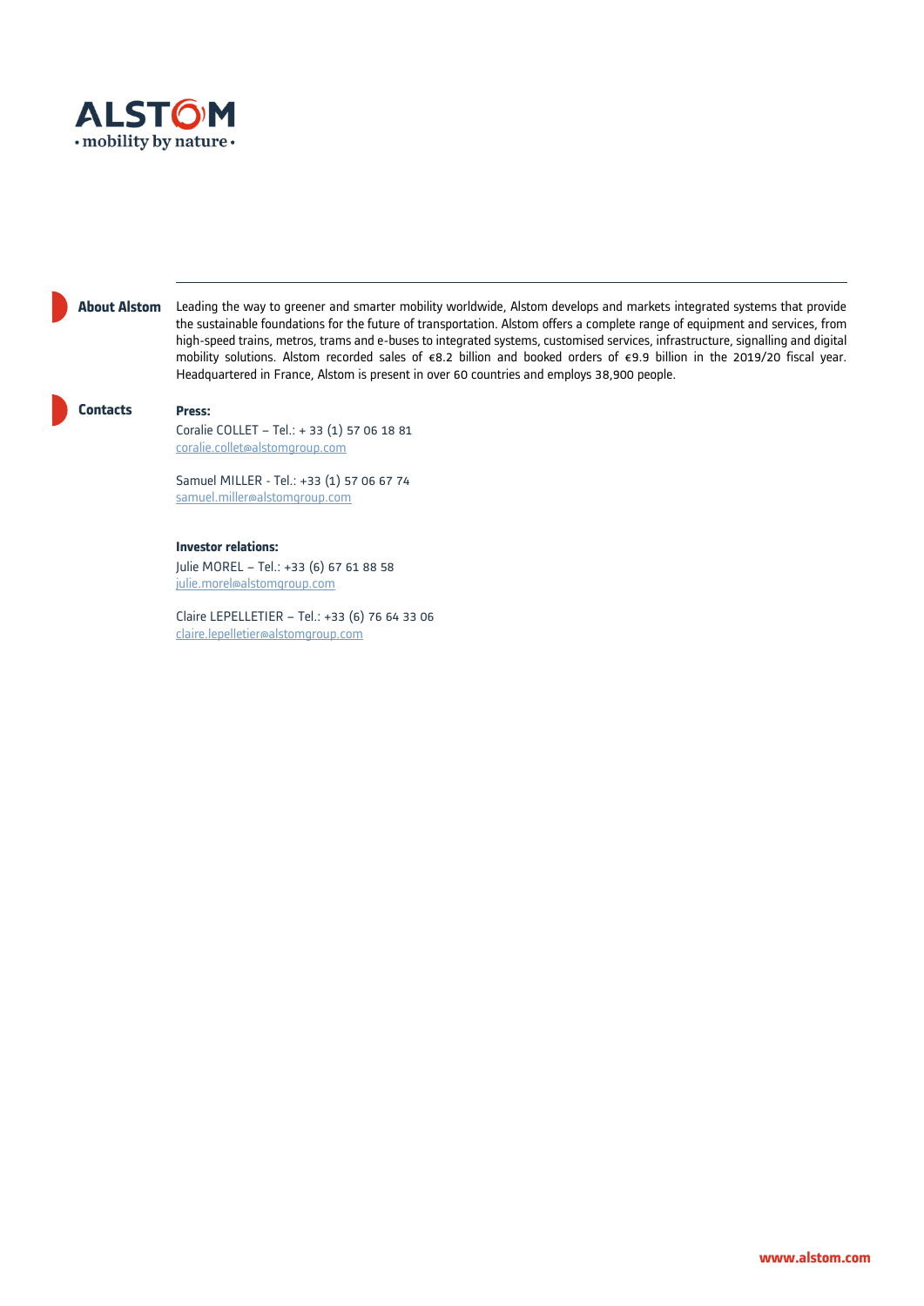## About Alstom

Leading the way to greener and smarter mobility worldwide, Alstom develops and markets integrated systems that provide the sustainable foundations for the future of transportation. Alstom offers a complete range of equipment and services, from high-speed trains, metros, trams and e-buses to integrated systems, customised services, infrastructure, signalling and digital mobility solutions. Alstom recorded sales of €8.2 billion and booked orders of €9.9 billion in the 2019/20 fiscal year. Headquartered in France, Alstom is present in over 60 countries and employs 38,900 people.

## Contacts

**Press:**

Coralie COLLET – Tel.: + 33 (1) 57 06 18 81
coralie.collet@alstomgroup.com

Samuel MILLER - Tel.: +33 (1) 57 06 67 74
samuel.miller@alstomgroup.com

**Investor relations:**

Julie MOREL – Tel.: +33 (6) 67 61 88 58
julie.morel@alstomgroup.com

Claire LEPELLETIER – Tel.: +33 (6) 76 64 33 06
claire.lepelletier@alstomgroup.com

www.alstom.com